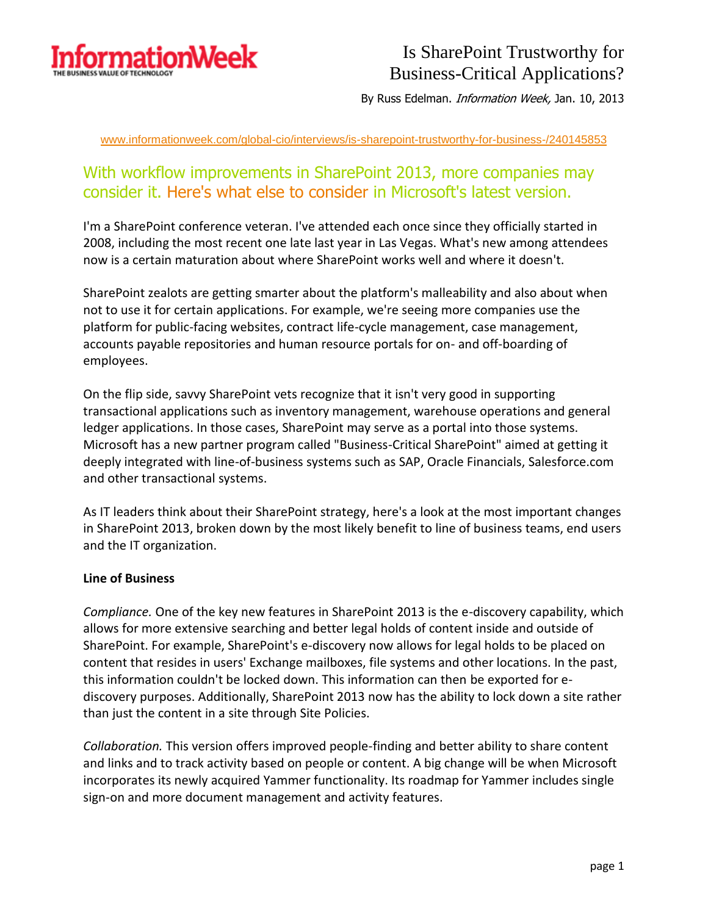InformationWeek
THE BUSINESS VALUE OF TECHNOLOGY

# Is SharePoint Trustworthy for Business-Critical Applications?

By Russ Edelman. *Information Week,* Jan. 10, 2013

www.informationweek.com/global-cio/interviews/is-sharepoint-trustworthy-for-business-/240145853

## With workflow improvements in SharePoint 2013, more companies may consider it. Here's what else to consider in Microsoft's latest version.

I'm a SharePoint conference veteran. I've attended each once since they officially started in 2008, including the most recent one late last year in Las Vegas. What's new among attendees now is a certain maturation about where SharePoint works well and where it doesn't.

SharePoint zealots are getting smarter about the platform's malleability and also about when not to use it for certain applications. For example, we're seeing more companies use the platform for public-facing websites, contract life-cycle management, case management, accounts payable repositories and human resource portals for on- and off-boarding of employees.

On the flip side, savvy SharePoint vets recognize that it isn't very good in supporting transactional applications such as inventory management, warehouse operations and general ledger applications. In those cases, SharePoint may serve as a portal into those systems. Microsoft has a new partner program called "Business-Critical SharePoint" aimed at getting it deeply integrated with line-of-business systems such as SAP, Oracle Financials, Salesforce.com and other transactional systems.

As IT leaders think about their SharePoint strategy, here's a look at the most important changes in SharePoint 2013, broken down by the most likely benefit to line of business teams, end users and the IT organization.

**Line of Business**

*Compliance.* One of the key new features in SharePoint 2013 is the e-discovery capability, which allows for more extensive searching and better legal holds of content inside and outside of SharePoint. For example, SharePoint's e-discovery now allows for legal holds to be placed on content that resides in users' Exchange mailboxes, file systems and other locations. In the past, this information couldn't be locked down. This information can then be exported for e-discovery purposes. Additionally, SharePoint 2013 now has the ability to lock down a site rather than just the content in a site through Site Policies.

*Collaboration.* This version offers improved people-finding and better ability to share content and links and to track activity based on people or content. A big change will be when Microsoft incorporates its newly acquired Yammer functionality. Its roadmap for Yammer includes single sign-on and more document management and activity features.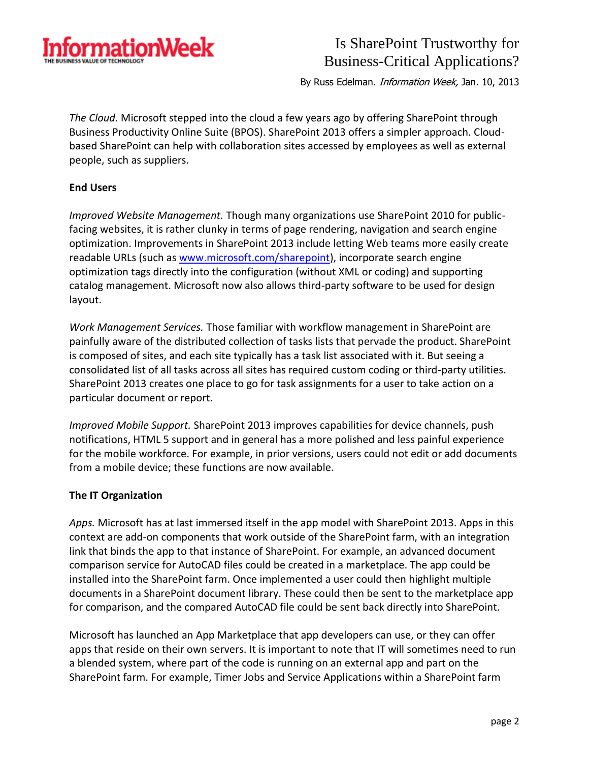*The Cloud.* Microsoft stepped into the cloud a few years ago by offering SharePoint through Business Productivity Online Suite (BPOS). SharePoint 2013 offers a simpler approach. Cloud-based SharePoint can help with collaboration sites accessed by employees as well as external people, such as suppliers.

**End Users**

*Improved Website Management.* Though many organizations use SharePoint 2010 for public-facing websites, it is rather clunky in terms of page rendering, navigation and search engine optimization. Improvements in SharePoint 2013 include letting Web teams more easily create readable URLs (such as [www.microsoft.com/sharepoint](www.microsoft.com/sharepoint)), incorporate search engine optimization tags directly into the configuration (without XML or coding) and supporting catalog management. Microsoft now also allows third-party software to be used for design layout.

*Work Management Services.* Those familiar with workflow management in SharePoint are painfully aware of the distributed collection of tasks lists that pervade the product. SharePoint is composed of sites, and each site typically has a task list associated with it. But seeing a consolidated list of all tasks across all sites has required custom coding or third-party utilities. SharePoint 2013 creates one place to go for task assignments for a user to take action on a particular document or report.

*Improved Mobile Support.* SharePoint 2013 improves capabilities for device channels, push notifications, HTML 5 support and in general has a more polished and less painful experience for the mobile workforce. For example, in prior versions, users could not edit or add documents from a mobile device; these functions are now available.

**The IT Organization**

*Apps.* Microsoft has at last immersed itself in the app model with SharePoint 2013. Apps in this context are add-on components that work outside of the SharePoint farm, with an integration link that binds the app to that instance of SharePoint. For example, an advanced document comparison service for AutoCAD files could be created in a marketplace. The app could be installed into the SharePoint farm. Once implemented a user could then highlight multiple documents in a SharePoint document library. These could then be sent to the marketplace app for comparison, and the compared AutoCAD file could be sent back directly into SharePoint.

Microsoft has launched an App Marketplace that app developers can use, or they can offer apps that reside on their own servers. It is important to note that IT will sometimes need to run a blended system, where part of the code is running on an external app and part on the SharePoint farm. For example, Timer Jobs and Service Applications within a SharePoint farm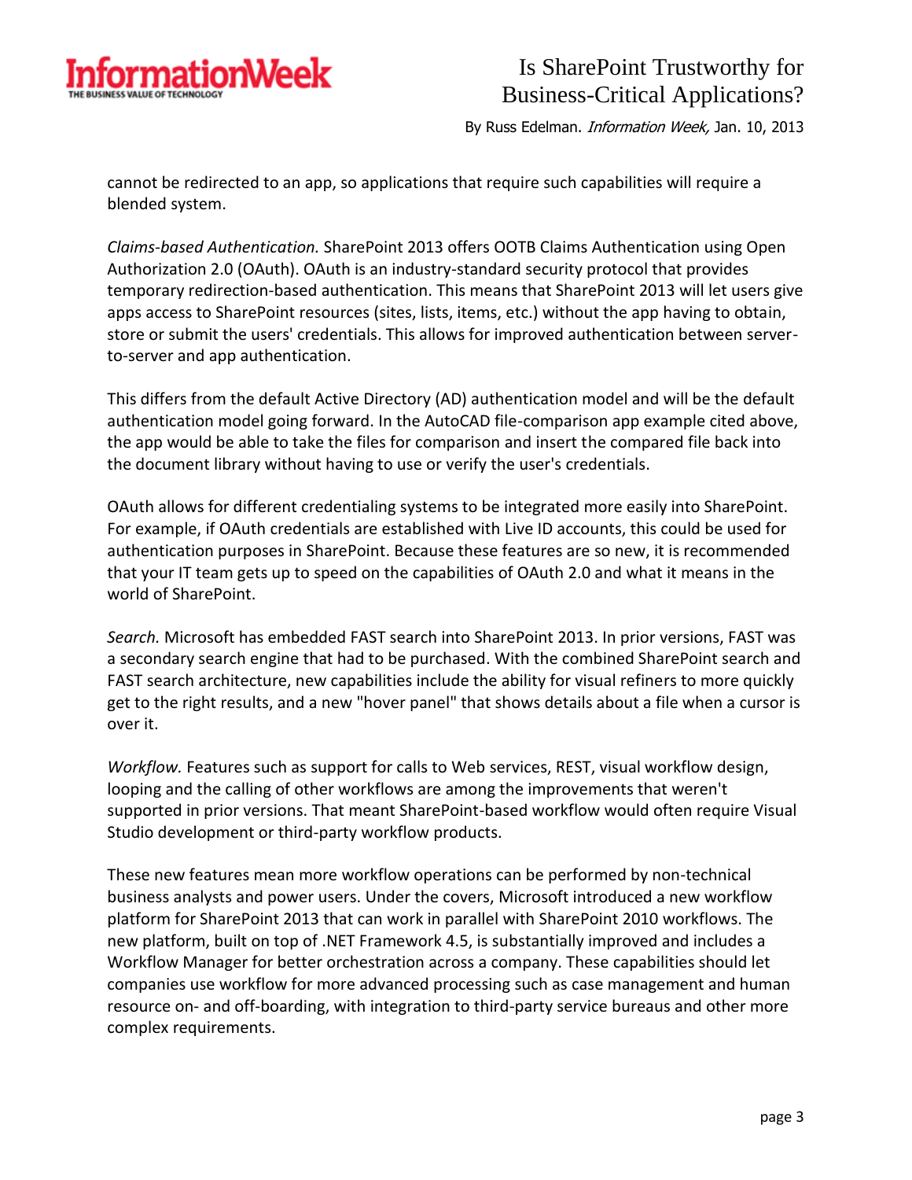cannot be redirected to an app, so applications that require such capabilities will require a blended system.

*Claims-based Authentication.* SharePoint 2013 offers OOTB Claims Authentication using Open Authorization 2.0 (OAuth). OAuth is an industry-standard security protocol that provides temporary redirection-based authentication. This means that SharePoint 2013 will let users give apps access to SharePoint resources (sites, lists, items, etc.) without the app having to obtain, store or submit the users' credentials. This allows for improved authentication between server-to-server and app authentication.

This differs from the default Active Directory (AD) authentication model and will be the default authentication model going forward. In the AutoCAD file-comparison app example cited above, the app would be able to take the files for comparison and insert the compared file back into the document library without having to use or verify the user's credentials.

OAuth allows for different credentialing systems to be integrated more easily into SharePoint. For example, if OAuth credentials are established with Live ID accounts, this could be used for authentication purposes in SharePoint. Because these features are so new, it is recommended that your IT team gets up to speed on the capabilities of OAuth 2.0 and what it means in the world of SharePoint.

*Search.* Microsoft has embedded FAST search into SharePoint 2013. In prior versions, FAST was a secondary search engine that had to be purchased. With the combined SharePoint search and FAST search architecture, new capabilities include the ability for visual refiners to more quickly get to the right results, and a new "hover panel" that shows details about a file when a cursor is over it.

*Workflow.* Features such as support for calls to Web services, REST, visual workflow design, looping and the calling of other workflows are among the improvements that weren't supported in prior versions. That meant SharePoint-based workflow would often require Visual Studio development or third-party workflow products.

These new features mean more workflow operations can be performed by non-technical business analysts and power users. Under the covers, Microsoft introduced a new workflow platform for SharePoint 2013 that can work in parallel with SharePoint 2010 workflows. The new platform, built on top of .NET Framework 4.5, is substantially improved and includes a Workflow Manager for better orchestration across a company. These capabilities should let companies use workflow for more advanced processing such as case management and human resource on- and off-boarding, with integration to third-party service bureaus and other more complex requirements.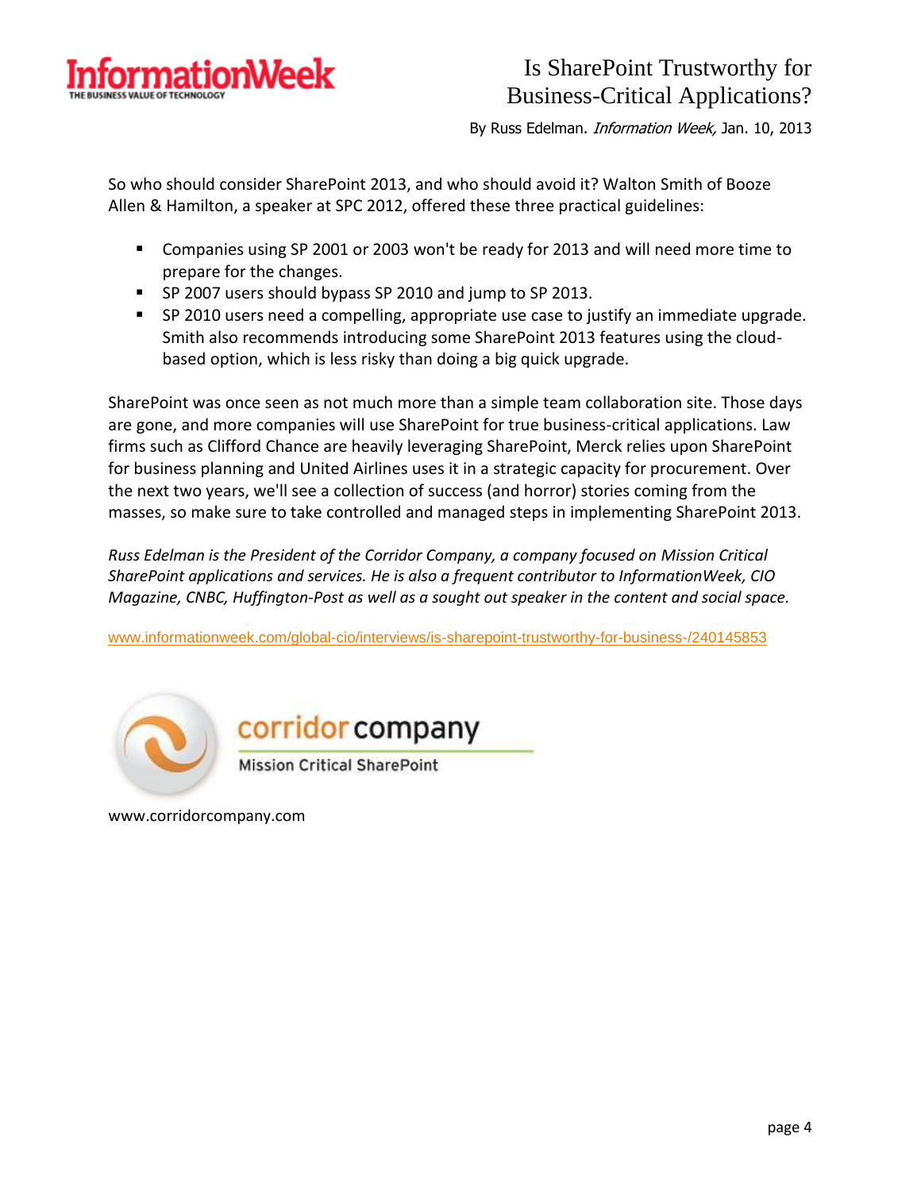So who should consider SharePoint 2013, and who should avoid it? Walton Smith of Booze Allen & Hamilton, a speaker at SPC 2012, offered these three practical guidelines:

- Companies using SP 2001 or 2003 won't be ready for 2013 and will need more time to prepare for the changes.
- SP 2007 users should bypass SP 2010 and jump to SP 2013.
- SP 2010 users need a compelling, appropriate use case to justify an immediate upgrade. Smith also recommends introducing some SharePoint 2013 features using the cloud-based option, which is less risky than doing a big quick upgrade.

SharePoint was once seen as not much more than a simple team collaboration site. Those days are gone, and more companies will use SharePoint for true business-critical applications. Law firms such as Clifford Chance are heavily leveraging SharePoint, Merck relies upon SharePoint for business planning and United Airlines uses it in a strategic capacity for procurement. Over the next two years, we'll see a collection of success (and horror) stories coming from the masses, so make sure to take controlled and managed steps in implementing SharePoint 2013.

*Russ Edelman is the President of the Corridor Company, a company focused on Mission Critical SharePoint applications and services. He is also a frequent contributor to InformationWeek, CIO Magazine, CNBC, Huffington-Post as well as a sought out speaker in the content and social space.*

www.informationweek.com/global-cio/interviews/is-sharepoint-trustworthy-for-business-/240145853

corridor company

Mission Critical SharePoint

www.corridorcompany.com